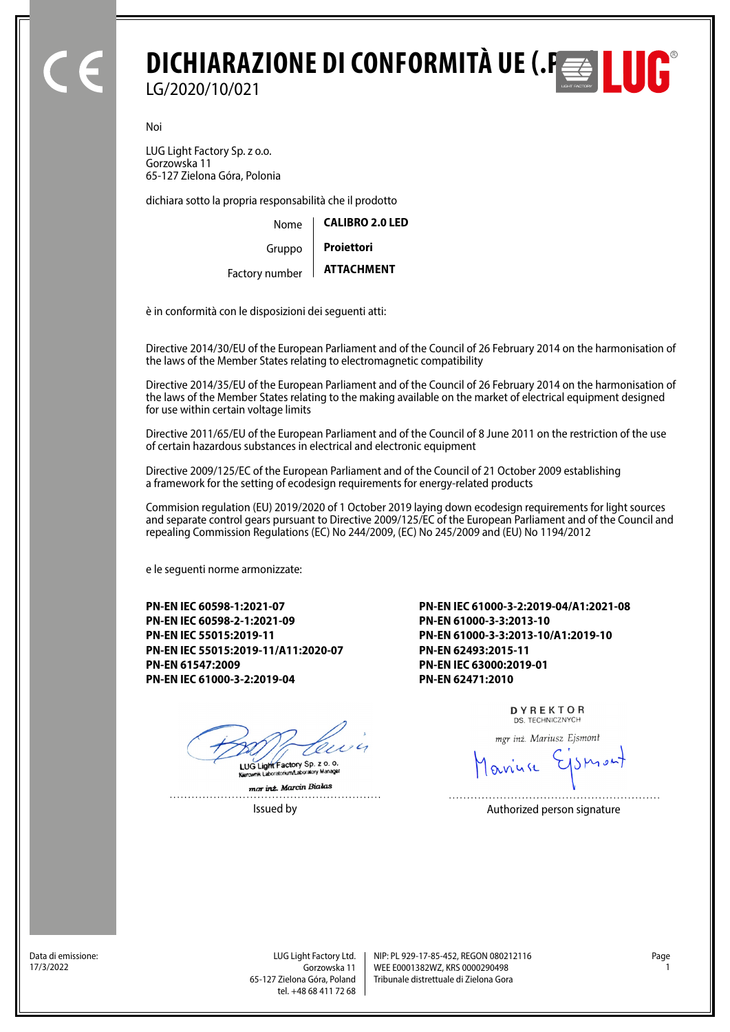# DICHIARAZIONE DI CONFORMITÀ UE (.P

LG/2020/10/021

Noi

LUG Light Factory Sp. z o.o.
Gorzowska 11
65-127 Zielona Góra, Polonia

dichiara sotto la propria responsabilità che il prodotto

| | |
|---|---|
| Nome | **CALIBRO 2.0 LED** |
| Gruppo | **Proiettori** |
| Factory number | **ATTACHMENT** |

è in conformità con le disposizioni dei seguenti atti:

Directive 2014/30/EU of the European Parliament and of the Council of 26 February 2014 on the harmonisation of the laws of the Member States relating to electromagnetic compatibility

Directive 2014/35/EU of the European Parliament and of the Council of 26 February 2014 on the harmonisation of the laws of the Member States relating to the making available on the market of electrical equipment designed for use within certain voltage limits

Directive 2011/65/EU of the European Parliament and of the Council of 8 June 2011 on the restriction of the use of certain hazardous substances in electrical and electronic equipment

Directive 2009/125/EC of the European Parliament and of the Council of 21 October 2009 establishing a framework for the setting of ecodesign requirements for energy-related products

Commision regulation (EU) 2019/2020 of 1 October 2019 laying down ecodesign requirements for light sources and separate control gears pursuant to Directive 2009/125/EC of the European Parliament and of the Council and repealing Commission Regulations (EC) No 244/2009, (EC) No 245/2009 and (EU) No 1194/2012

e le seguenti norme armonizzate:

**PN-EN IEC 60598-1:2021-07**
**PN-EN IEC 60598-2-1:2021-09**
**PN-EN IEC 55015:2019-11**
**PN-EN IEC 55015:2019-11/A11:2020-07**
**PN-EN 61547:2009**
**PN-EN IEC 61000-3-2:2019-04**
**PN-EN IEC 61000-3-2:2019-04/A1:2021-08**
**PN-EN 61000-3-3:2013-10**
**PN-EN 61000-3-3:2013-10/A1:2019-10**
**PN-EN 62493:2015-11**
**PN-EN IEC 63000:2019-01**
**PN-EN 62471:2010**

LUG Light Factory Sp. z o. o.
Kierownik Laboratorium/Laboratory Manager
mgr inż. Marcin Bialas

Issued by

DYREKTOR
DS. TECHNICZNYCH
mgr inż. Mariusz Ejsmont

Authorized person signature

Data di emissione:
17/3/2022

LUG Light Factory Ltd.
Gorzowska 11
65-127 Zielona Góra, Poland
tel. +48 68 411 72 68

NIP: PL 929-17-85-452, REGON 080212116
WEE E0001382WZ, KRS 0000290498
Tribunale distrettuale di Zielona Gora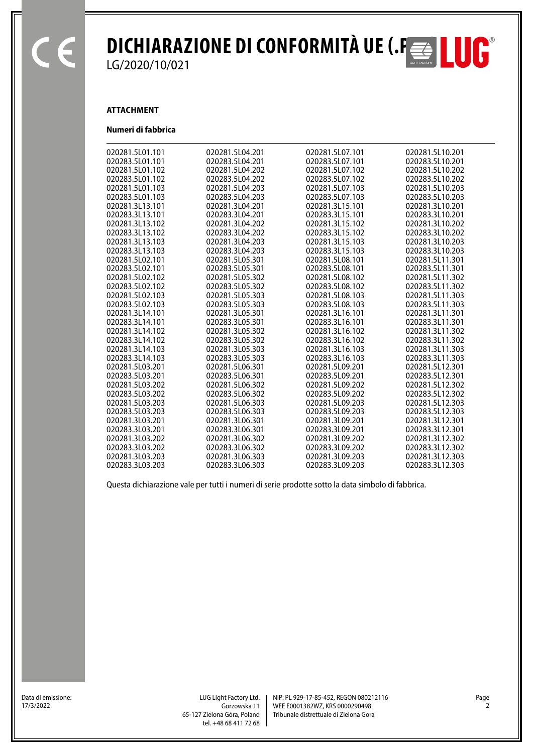# DICHIARAZIONE DI CONFORMITÀ UE (.P

LG/2020/10/021

**ATTACHMENT**

**Numeri di fabbrica**

| | | | |
|---|---|---|---|
| 020281.5L01.101 | 020281.5L04.201 | 020281.5L07.101 | 020281.5L10.201 |
| 020283.5L01.101 | 020283.5L04.201 | 020283.5L07.101 | 020283.5L10.201 |
| 020281.5L01.102 | 020281.5L04.202 | 020281.5L07.102 | 020281.5L10.202 |
| 020283.5L01.102 | 020283.5L04.202 | 020283.5L07.102 | 020283.5L10.202 |
| 020281.5L01.103 | 020281.5L04.203 | 020281.5L07.103 | 020281.5L10.203 |
| 020283.5L01.103 | 020283.5L04.203 | 020283.5L07.103 | 020283.5L10.203 |
| 020281.3L13.101 | 020281.3L04.201 | 020281.3L15.101 | 020281.3L10.201 |
| 020283.3L13.101 | 020283.3L04.201 | 020283.3L15.101 | 020283.3L10.201 |
| 020281.3L13.102 | 020281.3L04.202 | 020281.3L15.102 | 020281.3L10.202 |
| 020283.3L13.102 | 020283.3L04.202 | 020283.3L15.102 | 020283.3L10.202 |
| 020281.3L13.103 | 020281.3L04.203 | 020281.3L15.103 | 020281.3L10.203 |
| 020283.3L13.103 | 020283.3L04.203 | 020283.3L15.103 | 020283.3L10.203 |
| 020281.5L02.101 | 020281.5L05.301 | 020281.5L08.101 | 020281.5L11.301 |
| 020283.5L02.101 | 020283.5L05.301 | 020283.5L08.101 | 020283.5L11.301 |
| 020281.5L02.102 | 020281.5L05.302 | 020281.5L08.102 | 020281.5L11.302 |
| 020283.5L02.102 | 020283.5L05.302 | 020283.5L08.102 | 020283.5L11.302 |
| 020281.5L02.103 | 020281.5L05.303 | 020281.5L08.103 | 020281.5L11.303 |
| 020283.5L02.103 | 020283.5L05.303 | 020283.5L08.103 | 020283.5L11.303 |
| 020281.3L14.101 | 020281.3L05.301 | 020281.3L16.101 | 020281.3L11.301 |
| 020283.3L14.101 | 020283.3L05.301 | 020283.3L16.101 | 020283.3L11.301 |
| 020281.3L14.102 | 020281.3L05.302 | 020281.3L16.102 | 020281.3L11.302 |
| 020283.3L14.102 | 020283.3L05.302 | 020283.3L16.102 | 020283.3L11.302 |
| 020281.3L14.103 | 020281.3L05.303 | 020281.3L16.103 | 020281.3L11.303 |
| 020283.3L14.103 | 020283.3L05.303 | 020283.3L16.103 | 020283.3L11.303 |
| 020281.5L03.201 | 020281.5L06.301 | 020281.5L09.201 | 020281.5L12.301 |
| 020283.5L03.201 | 020283.5L06.301 | 020283.5L09.201 | 020283.5L12.301 |
| 020281.5L03.202 | 020281.5L06.302 | 020281.5L09.202 | 020281.5L12.302 |
| 020283.5L03.202 | 020283.5L06.302 | 020283.5L09.202 | 020283.5L12.302 |
| 020281.5L03.203 | 020281.5L06.303 | 020281.5L09.203 | 020281.5L12.303 |
| 020283.5L03.203 | 020283.5L06.303 | 020283.5L09.203 | 020283.5L12.303 |
| 020281.3L03.201 | 020281.3L06.301 | 020281.3L09.201 | 020281.3L12.301 |
| 020283.3L03.201 | 020283.3L06.301 | 020283.3L09.201 | 020283.3L12.301 |
| 020281.3L03.202 | 020281.3L06.302 | 020281.3L09.202 | 020281.3L12.302 |
| 020283.3L03.202 | 020283.3L06.302 | 020283.3L09.202 | 020283.3L12.302 |
| 020281.3L03.203 | 020281.3L06.303 | 020281.3L09.203 | 020281.3L12.303 |
| 020283.3L03.203 | 020283.3L06.303 | 020283.3L09.203 | 020283.3L12.303 |

Questa dichiarazione vale per tutti i numeri di serie prodotte sotto la data simbolo di fabbrica.

Data di emissione:
17/3/2022

LUG Light Factory Ltd.
Gorzowska 11
65-127 Zielona Góra, Poland
tel. +48 68 411 72 68

NIP: PL 929-17-85-452, REGON 080212116
WEE E0001382WZ, KRS 0000290498
Tribunale distrettuale di Zielona Gora